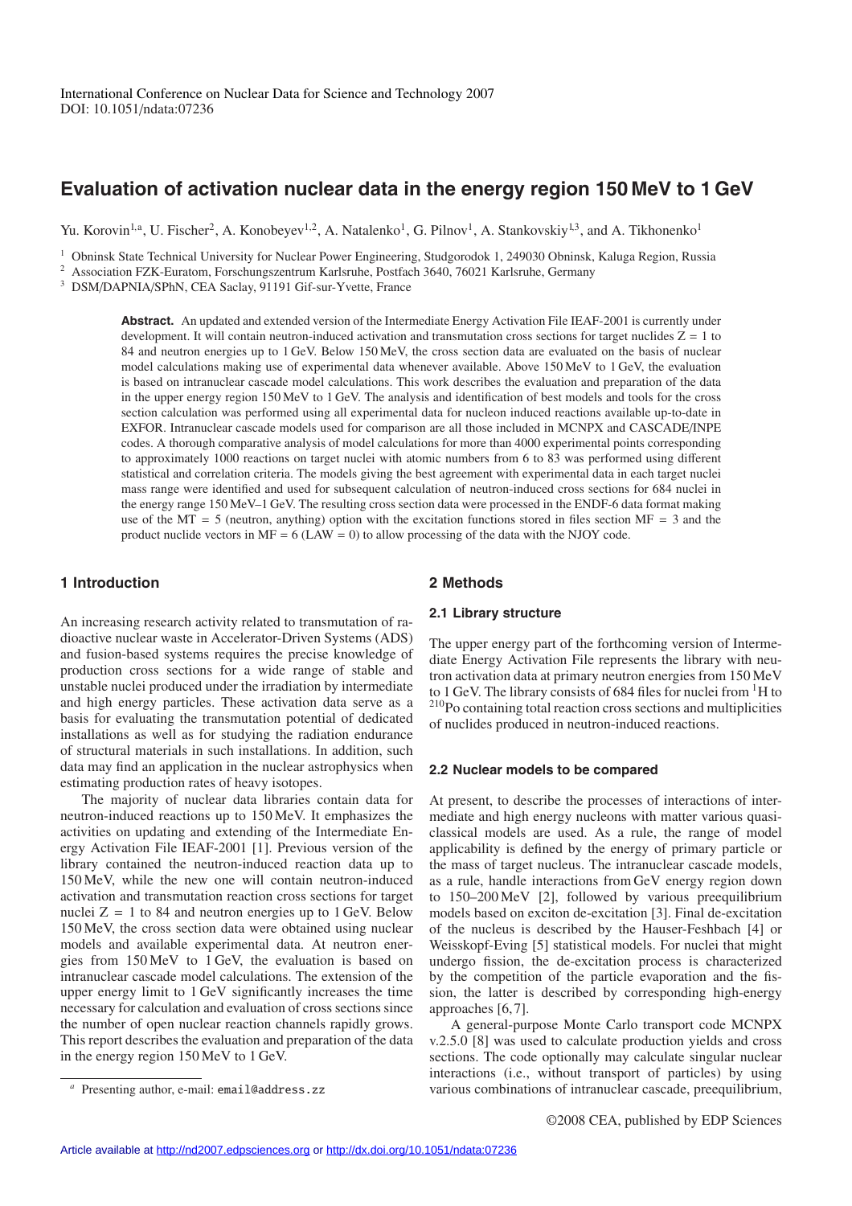International Conference on Nuclear Data for Science and Technology 2007
DOI: 10.1051/ndata:07236

# Evaluation of activation nuclear data in the energy region 150 MeV to 1 GeV

Yu. Korovin[1,a], U. Fischer[2], A. Konobeyev[1,2], A. Natalenko[1], G. Pilnov[1], A. Stankovskiy[1,3], and A. Tikhonenko[1]

[1] Obninsk State Technical University for Nuclear Power Engineering, Studgorodok 1, 249030 Obninsk, Kaluga Region, Russia
[2] Association FZK-Euratom, Forschungszentrum Karlsruhe, Postfach 3640, 76021 Karlsruhe, Germany
[3] DSM/DAPNIA/SPhN, CEA Saclay, 91191 Gif-sur-Yvette, France

**Abstract.** An updated and extended version of the Intermediate Energy Activation File IEAF-2001 is currently under development. It will contain neutron-induced activation and transmutation cross sections for target nuclides Z = 1 to 84 and neutron energies up to 1 GeV. Below 150 MeV, the cross section data are evaluated on the basis of nuclear model calculations making use of experimental data whenever available. Above 150 MeV to 1 GeV, the evaluation is based on intranuclear cascade model calculations. This work describes the evaluation and preparation of the data in the upper energy region 150 MeV to 1 GeV. The analysis and identification of best models and tools for the cross section calculation was performed using all experimental data for nucleon induced reactions available up-to-date in EXFOR. Intranuclear cascade models used for comparison are all those included in MCNPX and CASCADE/INPE codes. A thorough comparative analysis of model calculations for more than 4000 experimental points corresponding to approximately 1000 reactions on target nuclei with atomic numbers from 6 to 83 was performed using different statistical and correlation criteria. The models giving the best agreement with experimental data in each target nuclei mass range were identified and used for subsequent calculation of neutron-induced cross sections for 684 nuclei in the energy range 150 MeV–1 GeV. The resulting cross section data were processed in the ENDF-6 data format making use of the MT = 5 (neutron, anything) option with the excitation functions stored in files section MF = 3 and the product nuclide vectors in MF = 6 (LAW = 0) to allow processing of the data with the NJOY code.

## 1 Introduction

An increasing research activity related to transmutation of radioactive nuclear waste in Accelerator-Driven Systems (ADS) and fusion-based systems requires the precise knowledge of production cross sections for a wide range of stable and unstable nuclei produced under the irradiation by intermediate and high energy particles. These activation data serve as a basis for evaluating the transmutation potential of dedicated installations as well as for studying the radiation endurance of structural materials in such installations. In addition, such data may find an application in the nuclear astrophysics when estimating production rates of heavy isotopes.

The majority of nuclear data libraries contain data for neutron-induced reactions up to 150 MeV. It emphasizes the activities on updating and extending of the Intermediate Energy Activation File IEAF-2001 [1]. Previous version of the library contained the neutron-induced reaction data up to 150 MeV, while the new one will contain neutron-induced activation and transmutation reaction cross sections for target nuclei Z = 1 to 84 and neutron energies up to 1 GeV. Below 150 MeV, the cross section data were obtained using nuclear models and available experimental data. At neutron energies from 150 MeV to 1 GeV, the evaluation is based on intranuclear cascade model calculations. The extension of the upper energy limit to 1 GeV significantly increases the time necessary for calculation and evaluation of cross sections since the number of open nuclear reaction channels rapidly grows. This report describes the evaluation and preparation of the data in the energy region 150 MeV to 1 GeV.

## 2 Methods

### 2.1 Library structure

The upper energy part of the forthcoming version of Intermediate Energy Activation File represents the library with neutron activation data at primary neutron energies from 150 MeV to 1 GeV. The library consists of 684 files for nuclei from $^{1}$H to $^{210}$Po containing total reaction cross sections and multiplicities of nuclides produced in neutron-induced reactions.

### 2.2 Nuclear models to be compared

At present, to describe the processes of interactions of intermediate and high energy nucleons with matter various quasi-classical models are used. As a rule, the range of model applicability is defined by the energy of primary particle or the mass of target nucleus. The intranuclear cascade models, as a rule, handle interactions from GeV energy region down to 150–200 MeV [2], followed by various preequilibrium models based on exciton de-excitation [3]. Final de-excitation of the nucleus is described by the Hauser-Feshbach [4] or Weisskopf-Eving [5] statistical models. For nuclei that might undergo fission, the de-excitation process is characterized by the competition of the particle evaporation and the fission, the latter is described by corresponding high-energy approaches [6, 7].

A general-purpose Monte Carlo transport code MCNPX v.2.5.0 [8] was used to calculate production yields and cross sections. The code optionally may calculate singular nuclear interactions (i.e., without transport of particles) by using various combinations of intranuclear cascade, preequilibrium,

[a] Presenting author, e-mail: email@address.zz

©2008 CEA, published by EDP Sciences

Article available at http://nd2007.edpsciences.org or http://dx.doi.org/10.1051/ndata:07236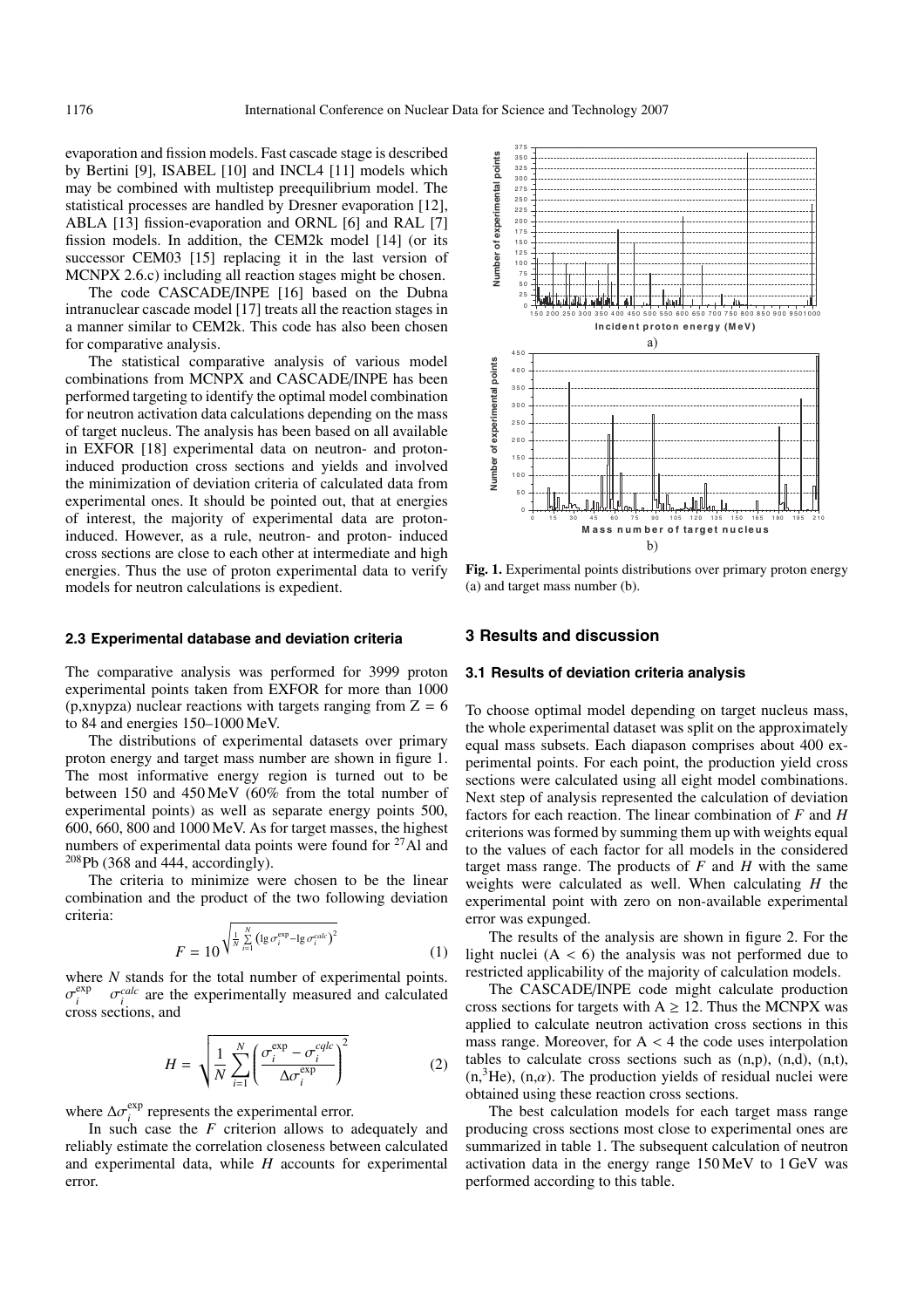evaporation and fission models. Fast cascade stage is described by Bertini [9], ISABEL [10] and INCL4 [11] models which may be combined with multistep preequilibrium model. The statistical processes are handled by Dresner evaporation [12], ABLA [13] fission-evaporation and ORNL [6] and RAL [7] fission models. In addition, the CEM2k model [14] (or its successor CEM03 [15] replacing it in the last version of MCNPX 2.6.c) including all reaction stages might be chosen.

The code CASCADE/INPE [16] based on the Dubna intranuclear cascade model [17] treats all the reaction stages in a manner similar to CEM2k. This code has also been chosen for comparative analysis.

The statistical comparative analysis of various model combinations from MCNPX and CASCADE/INPE has been performed targeting to identify the optimal model combination for neutron activation data calculations depending on the mass of target nucleus. The analysis has been based on all available in EXFOR [18] experimental data on neutron- and proton-induced production cross sections and yields and involved the minimization of deviation criteria of calculated data from experimental ones. It should be pointed out, that at energies of interest, the majority of experimental data are proton-induced. However, as a rule, neutron- and proton- induced cross sections are close to each other at intermediate and high energies. Thus the use of proton experimental data to verify models for neutron calculations is expedient.

### 2.3 Experimental database and deviation criteria

The comparative analysis was performed for 3999 proton experimental points taken from EXFOR for more than 1000 (p,xnypza) nuclear reactions with targets ranging from Z = 6 to 84 and energies 150–1000 MeV.

The distributions of experimental datasets over primary proton energy and target mass number are shown in figure 1. The most informative energy region is turned out to be between 150 and 450 MeV (60% from the total number of experimental points) as well as separate energy points 500, 600, 660, 800 and 1000 MeV. As for target masses, the highest numbers of experimental data points were found for $^{27}$Al and $^{208}$Pb (368 and 444, accordingly).

The criteria to minimize were chosen to be the linear combination and the product of the two following deviation criteria:

$$F = 10^{\sqrt{\frac{1}{N}\sum_{i=1}^{N}\left(\lg \sigma_i^{\exp} - \lg \sigma_i^{calc}\right)^2}} \tag{1}$$

where $N$ stands for the total number of experimental points. $\sigma_i^{\exp}$ $\sigma_i^{calc}$ are the experimentally measured and calculated cross sections, and

$$H = \sqrt{\frac{1}{N}\sum_{i=1}^{N}\left(\frac{\sigma_i^{\exp} - \sigma_i^{cqlc}}{\Delta\sigma_i^{\exp}}\right)^2} \tag{2}$$

where $\Delta\sigma_i^{\exp}$ represents the experimental error.

In such case the $F$ criterion allows to adequately and reliably estimate the correlation closeness between calculated and experimental data, while $H$ accounts for experimental error.

**Fig. 1.** Experimental points distributions over primary proton energy (a) and target mass number (b).

## 3 Results and discussion

### 3.1 Results of deviation criteria analysis

To choose optimal model depending on target nucleus mass, the whole experimental dataset was split on the approximately equal mass subsets. Each diapason comprises about 400 experimental points. For each point, the production yield cross sections were calculated using all eight model combinations. Next step of analysis represented the calculation of deviation factors for each reaction. The linear combination of $F$ and $H$ criterions was formed by summing them up with weights equal to the values of each factor for all models in the considered target mass range. The products of $F$ and $H$ with the same weights were calculated as well. When calculating $H$ the experimental point with zero on non-available experimental error was expunged.

The results of the analysis are shown in figure 2. For the light nuclei (A < 6) the analysis was not performed due to restricted applicability of the majority of calculation models.

The CASCADE/INPE code might calculate production cross sections for targets with A ≥ 12. Thus the MCNPX was applied to calculate neutron activation cross sections in this mass range. Moreover, for A < 4 the code uses interpolation tables to calculate cross sections such as (n,p), (n,d), (n,t), (n,$^3$He), (n,$\alpha$). The production yields of residual nuclei were obtained using these reaction cross sections.

The best calculation models for each target mass range producing cross sections most close to experimental ones are summarized in table 1. The subsequent calculation of neutron activation data in the energy range 150 MeV to 1 GeV was performed according to this table.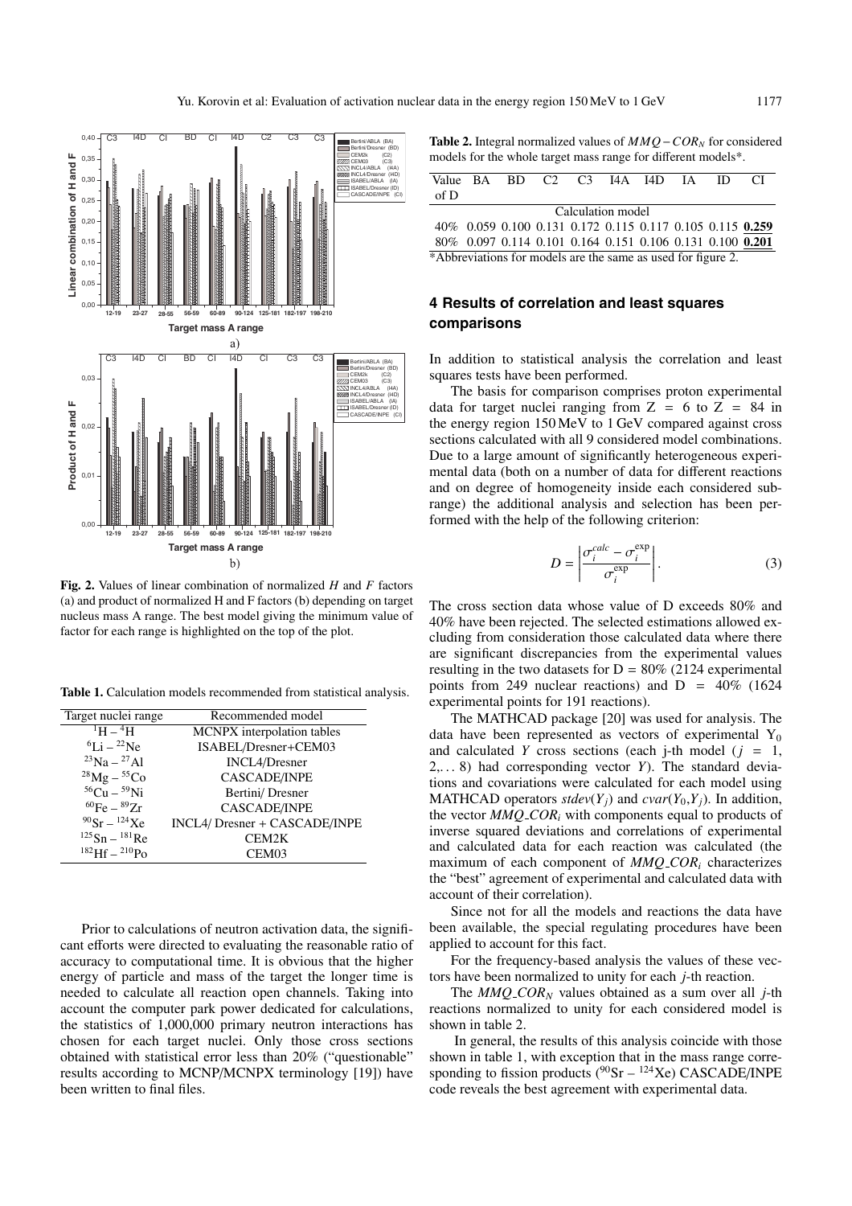Fig. 2. Values of linear combination of normalized $H$ and $F$ factors (a) and product of normalized H and F factors (b) depending on target nucleus mass A range. The best model giving the minimum value of factor for each range is highlighted on the top of the plot.

Table 1. Calculation models recommended from statistical analysis.

| Target nuclei range | Recommended model |
|---|---|
| $^{1}H - ^{4}H$ | MCNPX interpolation tables |
| $^{6}Li - ^{22}Ne$ | ISABEL/Dresner+CEM03 |
| $^{23}Na - ^{27}Al$ | INCL4/Dresner |
| $^{28}Mg - ^{55}Co$ | CASCADE/INPE |
| $^{56}Cu - ^{59}Ni$ | Bertini/ Dresner |
| $^{60}Fe - ^{89}Zr$ | CASCADE/INPE |
| $^{90}Sr - ^{124}Xe$ | INCL4/ Dresner + CASCADE/INPE |
| $^{125}Sn - ^{181}Re$ | CEM2K |
| $^{182}Hf - ^{210}Po$ | CEM03 |

Prior to calculations of neutron activation data, the significant efforts were directed to evaluating the reasonable ratio of accuracy to computational time. It is obvious that the higher energy of particle and mass of the target the longer time is needed to calculate all reaction open channels. Taking into account the computer park power dedicated for calculations, the statistics of 1,000,000 primary neutron interactions has chosen for each target nuclei. Only those cross sections obtained with statistical error less than 20% ("questionable" results according to MCNP/MCNPX terminology [19]) have been written to final files.

Table 2. Integral normalized values of $MMQ - COR_N$ for considered models for the whole target mass range for different models*.

| Value of D | BA | BD | C2 | C3 | I4A | I4D | IA | ID | CI |
|---|---|---|---|---|---|---|---|---|---|
| | Calculation model | | | | | | | | |
| 40% | 0.059 | 0.100 | 0.131 | 0.172 | 0.115 | 0.117 | 0.105 | 0.115 | **0.259** |
| 80% | 0.097 | 0.114 | 0.101 | 0.164 | 0.151 | 0.106 | 0.131 | 0.100 | **0.201** |

*Abbreviations for models are the same as used for figure 2.

## 4 Results of correlation and least squares comparisons

In addition to statistical analysis the correlation and least squares tests have been performed.

The basis for comparison comprises proton experimental data for target nuclei ranging from Z = 6 to Z = 84 in the energy region 150 MeV to 1 GeV compared against cross sections calculated with all 9 considered model combinations. Due to a large amount of significantly heterogeneous experimental data (both on a number of data for different reactions and on degree of homogeneity inside each considered subrange) the additional analysis and selection has been performed with the help of the following criterion:

$$D = \left| \frac{\sigma_i^{calc} - \sigma_i^{\exp}}{\sigma_i^{\exp}} \right|. \quad (3)$$

The cross section data whose value of D exceeds 80% and 40% have been rejected. The selected estimations allowed excluding from consideration those calculated data where there are significant discrepancies from the experimental values resulting in the two datasets for D = 80% (2124 experimental points from 249 nuclear reactions) and D = 40% (1624 experimental points for 191 reactions).

The MATHCAD package [20] was used for analysis. The data have been represented as vectors of experimental $Y_0$ and calculated $Y$ cross sections (each j-th model ($j$ = 1, 2,... 8) had corresponding vector $Y$). The standard deviations and covariations were calculated for each model using MATHCAD operators $stdev(Y_j)$ and $cvar(Y_0,Y_j)$. In addition, the vector $MMQ\_COR_i$ with components equal to products of inverse squared deviations and correlations of experimental and calculated data for each reaction was calculated (the maximum of each component of $MMQ\_COR_i$ characterizes the "best" agreement of experimental and calculated data with account of their correlation).

Since not for all the models and reactions the data have been available, the special regulating procedures have been applied to account for this fact.

For the frequency-based analysis the values of these vectors have been normalized to unity for each $j$-th reaction.

The $MMQ\_COR_N$ values obtained as a sum over all $j$-th reactions normalized to unity for each considered model is shown in table 2.

In general, the results of this analysis coincide with those shown in table 1, with exception that in the mass range corresponding to fission products ($^{90}Sr - ^{124}Xe$) CASCADE/INPE code reveals the best agreement with experimental data.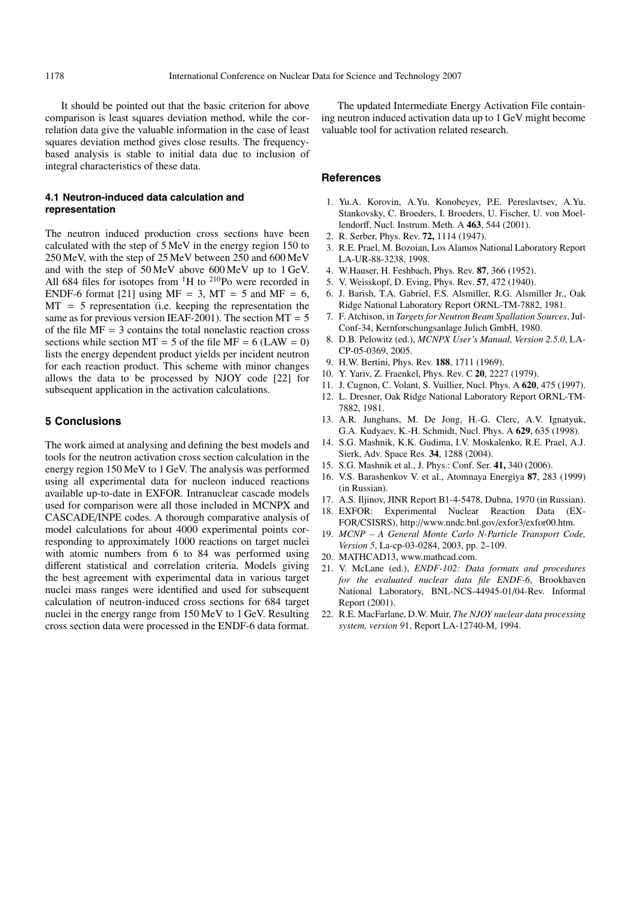It should be pointed out that the basic criterion for above comparison is least squares deviation method, while the correlation data give the valuable information in the case of least squares deviation method gives close results. The frequency-based analysis is stable to initial data due to inclusion of integral characteristics of these data.

### 4.1 Neutron-induced data calculation and representation

The neutron induced production cross sections have been calculated with the step of 5 MeV in the energy region 150 to 250 MeV, with the step of 25 MeV between 250 and 600 MeV and with the step of 50 MeV above 600 MeV up to 1 GeV. All 684 files for isotopes from $^{1}$H to $^{210}$Po were recorded in ENDF-6 format [21] using MF = 3, MT = 5 and MF = 6, MT = 5 representation (i.e. keeping the representation the same as for previous version IEAF-2001). The section MT = 5 of the file MF = 3 contains the total nonelastic reaction cross sections while section MT = 5 of the file MF = 6 (LAW = 0) lists the energy dependent product yields per incident neutron for each reaction product. This scheme with minor changes allows the data to be processed by NJOY code [22] for subsequent application in the activation calculations.

## 5 Conclusions

The work aimed at analysing and defining the best models and tools for the neutron activation cross section calculation in the energy region 150 MeV to 1 GeV. The analysis was performed using all experimental data for nucleon induced reactions available up-to-date in EXFOR. Intranuclear cascade models used for comparison were all those included in MCNPX and CASCADE/INPE codes. A thorough comparative analysis of model calculations for about 4000 experimental points corresponding to approximately 1000 reactions on target nuclei with atomic numbers from 6 to 84 was performed using different statistical and correlation criteria. Models giving the best agreement with experimental data in various target nuclei mass ranges were identified and used for subsequent calculation of neutron-induced cross sections for 684 target nuclei in the energy range from 150 MeV to 1 GeV. Resulting cross section data were processed in the ENDF-6 data format.

The updated Intermediate Energy Activation File containing neutron induced activation data up to 1 GeV might become valuable tool for activation related research.

## References

1. Yu.A. Korovin, A.Yu. Konobeyev, P.E. Pereslavtsev, A.Yu. Stankovsky, C. Broeders, I. Broeders, U. Fischer, U. von Moellendorff, Nucl. Instrum. Meth. A **463**, 544 (2001).
2. R. Serber, Phys. Rev. **72,** 1114 (1947).
3. R.E. Prael, M. Bozoian, Los Alamos National Laboratory Report LA-UR-88-3238, 1998.
4. W.Hauser, H. Feshbach, Phys. Rev. **87**, 366 (1952).
5. V. Weisskopf, D. Eving, Phys. Rev. **57**, 472 (1940).
6. J. Barish, T.A. Gabriel, F.S. Alsmiller, R.G. Alsmiller Jr., Oak Ridge National Laboratory Report ORNL-TM-7882, 1981.
7. F. Atchison, in *Targets for Neutron Beam Spallation Sources*, Jul-Conf-34, Kernforschungsanlage Julich GmbH, 1980.
8. D.B. Pelowitz (ed.), *MCNPX User's Manual, Version 2.5.0*, LA-CP-05-0369, 2005.
9. H.W. Bertini, Phys. Rev. **188**, 1711 (1969).
10. Y. Yariv, Z. Fraenkel, Phys. Rev. C **20**, 2227 (1979).
11. J. Cugnon, C. Volant, S. Vuillier, Nucl. Phys. A **620**, 475 (1997).
12. L. Dresner, Oak Ridge National Laboratory Report ORNL-TM-7882, 1981.
13. A.R. Junghans, M. De Jong, H.-G. Clerc, A.V. Ignatyuk, G.A. Kudyaev, K.-H. Schmidt, Nucl. Phys. A **629**, 635 (1998).
14. S.G. Mashnik, K.K. Gudima, I.V. Moskalenko, R.E. Prael, A.J. Sierk, Adv. Space Res. **34**, 1288 (2004).
15. S.G. Mashnik et al., J. Phys.: Conf. Ser. **41,** 340 (2006).
16. V.S. Barashenkov V. et al., Atomnaya Energiya **87**, 283 (1999) (in Russian).
17. A.S. Iljinov, JINR Report B1-4-5478, Dubna, 1970 (in Russian).
18. EXFOR: Experimental Nuclear Reaction Data (EXFOR/CSISRS), http://www.nndc.bnl.gov/exfor3/exfor00.htm.
19. *MCNP – A General Monte Carlo N-Particle Transport Code, Version 5*, La-cp-03-0284, 2003, pp. 2–109.
20. MATHCAD13, www.mathcad.com.
21. V. McLane (ed.), *ENDF-102: Data formats and procedures for the evaluated nuclear data file ENDF-6*, Brookhaven National Laboratory, BNL-NCS-44945-01/04-Rev. Informal Report (2001).
22. R.E. MacFarlane, D.W. Muir, *The NJOY nuclear data processing system, version 9*1, Report LA-12740-M, 1994.